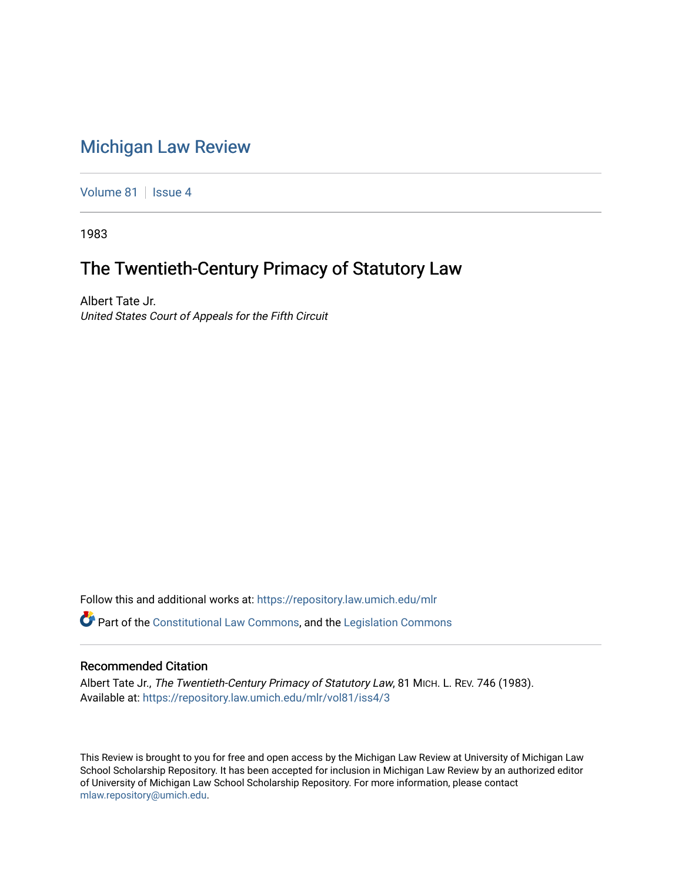# Michigan Law Review

Volume 81 | Issue 4

1983

## The Twentieth-Century Primacy of Statutory Law

Albert Tate Jr.
*United States Court of Appeals for the Fifth Circuit*

Follow this and additional works at: https://repository.law.umich.edu/mlr

Part of the Constitutional Law Commons, and the Legislation Commons

### Recommended Citation

Albert Tate Jr., *The Twentieth-Century Primacy of Statutory Law*, 81 MICH. L. REV. 746 (1983).
Available at: https://repository.law.umich.edu/mlr/vol81/iss4/3

This Review is brought to you for free and open access by the Michigan Law Review at University of Michigan Law School Scholarship Repository. It has been accepted for inclusion in Michigan Law Review by an authorized editor of University of Michigan Law School Scholarship Repository. For more information, please contact mlaw.repository@umich.edu.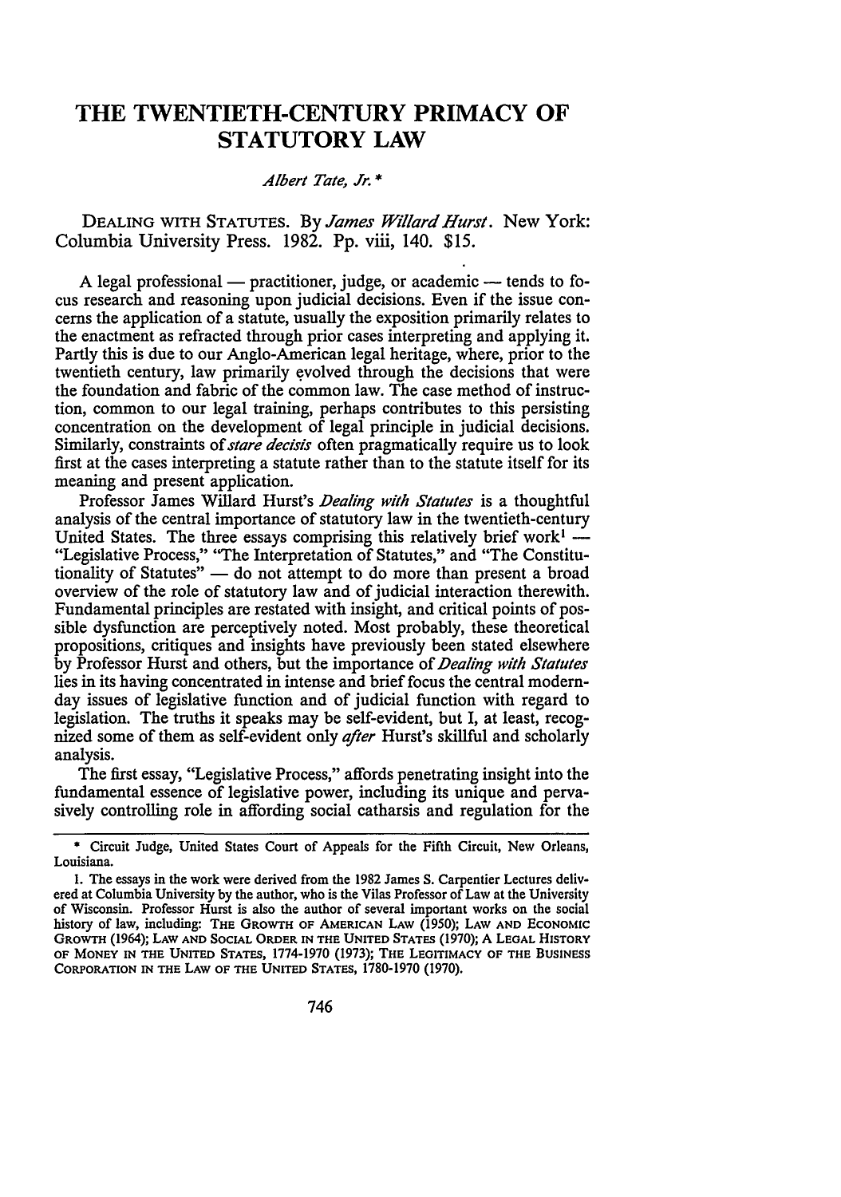# THE TWENTIETH-CENTURY PRIMACY OF STATUTORY LAW

*Albert Tate, Jr.* *

DEALING WITH STATUTES. By *James Willard Hurst*. New York: Columbia University Press. 1982. Pp. viii, 140. $15.

A legal professional — practitioner, judge, or academic — tends to focus research and reasoning upon judicial decisions. Even if the issue concerns the application of a statute, usually the exposition primarily relates to the enactment as refracted through prior cases interpreting and applying it. Partly this is due to our Anglo-American legal heritage, where, prior to the twentieth century, law primarily evolved through the decisions that were the foundation and fabric of the common law. The case method of instruction, common to our legal training, perhaps contributes to this persisting concentration on the development of legal principle in judicial decisions. Similarly, constraints of *stare decisis* often pragmatically require us to look first at the cases interpreting a statute rather than to the statute itself for its meaning and present application.

Professor James Willard Hurst's *Dealing with Statutes* is a thoughtful analysis of the central importance of statutory law in the twentieth-century United States. The three essays comprising this relatively brief work[1] — "Legislative Process," "The Interpretation of Statutes," and "The Constitutionality of Statutes" — do not attempt to do more than present a broad overview of the role of statutory law and of judicial interaction therewith. Fundamental principles are restated with insight, and critical points of possible dysfunction are perceptively noted. Most probably, these theoretical propositions, critiques and insights have previously been stated elsewhere by Professor Hurst and others, but the importance of *Dealing with Statutes* lies in its having concentrated in intense and brief focus the central modern-day issues of legislative function and of judicial function with regard to legislation. The truths it speaks may be self-evident, but I, at least, recognized some of them as self-evident only *after* Hurst's skillful and scholarly analysis.

The first essay, "Legislative Process," affords penetrating insight into the fundamental essence of legislative power, including its unique and pervasively controlling role in affording social catharsis and regulation for the

---

\* Circuit Judge, United States Court of Appeals for the Fifth Circuit, New Orleans, Louisiana.

1. The essays in the work were derived from the 1982 James S. Carpentier Lectures delivered at Columbia University by the author, who is the Vilas Professor of Law at the University of Wisconsin. Professor Hurst is also the author of several important works on the social history of law, including: THE GROWTH OF AMERICAN LAW (1950); LAW AND ECONOMIC GROWTH (1964); LAW AND SOCIAL ORDER IN THE UNITED STATES (1970); A LEGAL HISTORY OF MONEY IN THE UNITED STATES, 1774-1970 (1973); THE LEGITIMACY OF THE BUSINESS CORPORATION IN THE LAW OF THE UNITED STATES, 1780-1970 (1970).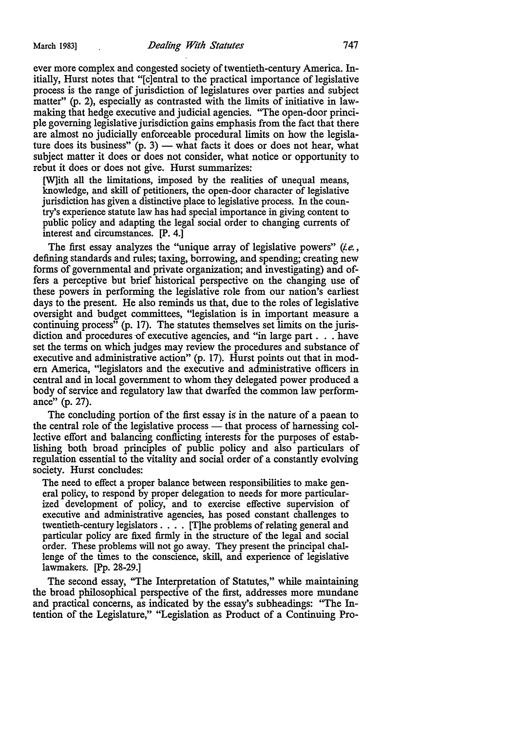ever more complex and congested society of twentieth-century America. Initially, Hurst notes that "[c]entral to the practical importance of legislative process is the range of jurisdiction of legislatures over parties and subject matter" (p. 2), especially as contrasted with the limits of initiative in lawmaking that hedge executive and judicial agencies. "The open-door principle governing legislative jurisdiction gains emphasis from the fact that there are almost no judicially enforceable procedural limits on how the legislature does its business" (p. 3) — what facts it does or does not hear, what subject matter it does or does not consider, what notice or opportunity to rebut it does or does not give. Hurst summarizes:

> [W]ith all the limitations, imposed by the realities of unequal means, knowledge, and skill of petitioners, the open-door character of legislative jurisdiction has given a distinctive place to legislative process. In the country's experience statute law has had special importance in giving content to public policy and adapting the legal social order to changing currents of interest and circumstances. [P. 4.]

The first essay analyzes the "unique array of legislative powers" (*i.e.*, defining standards and rules; taxing, borrowing, and spending; creating new forms of governmental and private organization; and investigating) and offers a perceptive but brief historical perspective on the changing use of these powers in performing the legislative role from our nation's earliest days to the present. He also reminds us that, due to the roles of legislative oversight and budget committees, "legislation is in important measure a continuing process" (p. 17). The statutes themselves set limits on the jurisdiction and procedures of executive agencies, and "in large part . . . have set the terms on which judges may review the procedures and substance of executive and administrative action" (p. 17). Hurst points out that in modern America, "legislators and the executive and administrative officers in central and in local government to whom they delegated power produced a body of service and regulatory law that dwarfed the common law performance" (p. 27).

The concluding portion of the first essay is in the nature of a paean to the central role of the legislative process — that process of harnessing collective effort and balancing conflicting interests for the purposes of establishing both broad principles of public policy and also particulars of regulation essential to the vitality and social order of a constantly evolving society. Hurst concludes:

> The need to effect a proper balance between responsibilities to make general policy, to respond by proper delegation to needs for more particularized development of policy, and to exercise effective supervision of executive and administrative agencies, has posed constant challenges to twentieth-century legislators . . . . [T]he problems of relating general and particular policy are fixed firmly in the structure of the legal and social order. These problems will not go away. They present the principal challenge of the times to the conscience, skill, and experience of legislative lawmakers. [Pp. 28-29.]

The second essay, "The Interpretation of Statutes," while maintaining the broad philosophical perspective of the first, addresses more mundane and practical concerns, as indicated by the essay's subheadings: "The Intention of the Legislature," "Legislation as Product of a Continuing Pro-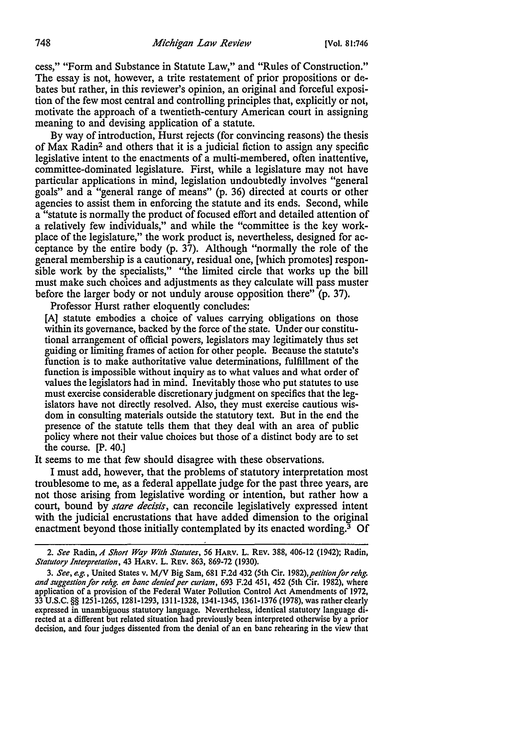cess," "Form and Substance in Statute Law," and "Rules of Construction." The essay is not, however, a trite restatement of prior propositions or debates but rather, in this reviewer's opinion, an original and forceful exposition of the few most central and controlling principles that, explicitly or not, motivate the approach of a twentieth-century American court in assigning meaning to and devising application of a statute.

By way of introduction, Hurst rejects (for convincing reasons) the thesis of Max Radin[2] and others that it is a judicial fiction to assign any specific legislative intent to the enactments of a multi-membered, often inattentive, committee-dominated legislature. First, while a legislature may not have particular applications in mind, legislation undoubtedly involves "general goals" and a "general range of means" (p. 36) directed at courts or other agencies to assist them in enforcing the statute and its ends. Second, while a "statute is normally the product of focused effort and detailed attention of a relatively few individuals," and while the "committee is the key workplace of the legislature," the work product is, nevertheless, designed for acceptance by the entire body (p. 37). Although "normally the role of the general membership is a cautionary, residual one, [which promotes] responsible work by the specialists," "the limited circle that works up the bill must make such choices and adjustments as they calculate will pass muster before the larger body or not unduly arouse opposition there" (p. 37).

Professor Hurst rather eloquently concludes:

> [A] statute embodies a choice of values carrying obligations on those within its governance, backed by the force of the state. Under our constitutional arrangement of official powers, legislators may legitimately thus set guiding or limiting frames of action for other people. Because the statute's function is to make authoritative value determinations, fulfillment of the function is impossible without inquiry as to what values and what order of values the legislators had in mind. Inevitably those who put statutes to use must exercise considerable discretionary judgment on specifics that the legislators have not directly resolved. Also, they must exercise cautious wisdom in consulting materials outside the statutory text. But in the end the presence of the statute tells them that they deal with an area of public policy where not their value choices but those of a distinct body are to set the course. [P. 40.]

It seems to me that few should disagree with these observations.

I must add, however, that the problems of statutory interpretation most troublesome to me, as a federal appellate judge for the past three years, are not those arising from legislative wording or intention, but rather how a court, bound by *stare decisis*, can reconcile legislatively expressed intent with the judicial encrustations that have added dimension to the original enactment beyond those initially contemplated by its enacted wording.[3] Of

---

2. *See* Radin, *A Short Way With Statutes*, 56 HARV. L. REV. 388, 406-12 (1942); Radin, *Statutory Interpretation*, 43 HARV. L. REV. 863, 869-72 (1930).

3. *See, e.g.*, United States v. M/V Big Sam, 681 F.2d 432 (5th Cir. 1982), *petition for rehg. and suggestion for rehg. en banc denied per curiam*, 693 F.2d 451, 452 (5th Cir. 1982), where application of a provision of the Federal Water Pollution Control Act Amendments of 1972, 33 U.S.C. §§ 1251-1265, 1281-1293, 1311-1328, 1341-1345, 1361-1376 (1978), was rather clearly expressed in unambiguous statutory language. Nevertheless, identical statutory language directed at a different but related situation had previously been interpreted otherwise by a prior decision, and four judges dissented from the denial of an en banc rehearing in the view that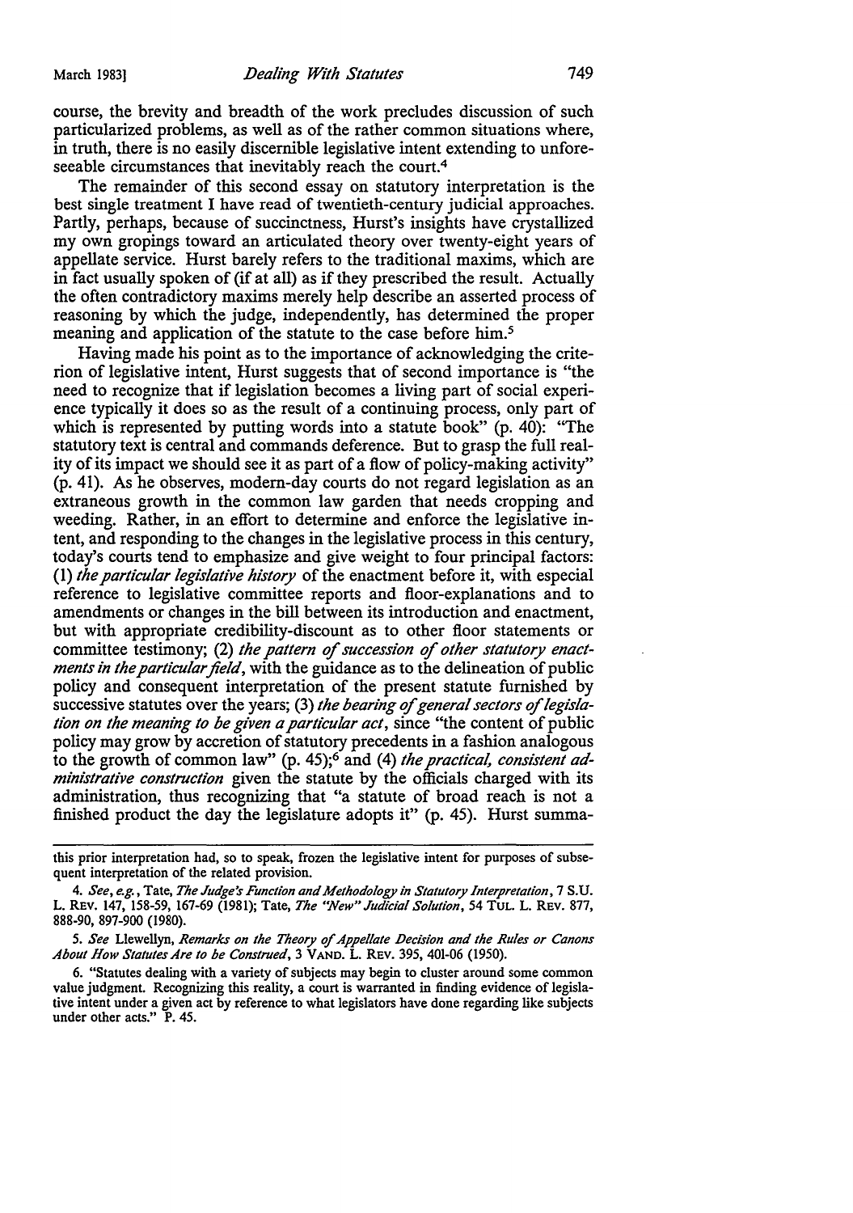course, the brevity and breadth of the work precludes discussion of such particularized problems, as well as of the rather common situations where, in truth, there is no easily discernible legislative intent extending to unforeseeable circumstances that inevitably reach the court.[4]

The remainder of this second essay on statutory interpretation is the best single treatment I have read of twentieth-century judicial approaches. Partly, perhaps, because of succinctness, Hurst's insights have crystallized my own gropings toward an articulated theory over twenty-eight years of appellate service. Hurst barely refers to the traditional maxims, which are in fact usually spoken of (if at all) as if they prescribed the result. Actually the often contradictory maxims merely help describe an asserted process of reasoning by which the judge, independently, has determined the proper meaning and application of the statute to the case before him.[5]

Having made his point as to the importance of acknowledging the criterion of legislative intent, Hurst suggests that of second importance is "the need to recognize that if legislation becomes a living part of social experience typically it does so as the result of a continuing process, only part of which is represented by putting words into a statute book" (p. 40): "The statutory text is central and commands deference. But to grasp the full reality of its impact we should see it as part of a flow of policy-making activity" (p. 41). As he observes, modern-day courts do not regard legislation as an extraneous growth in the common law garden that needs cropping and weeding. Rather, in an effort to determine and enforce the legislative intent, and responding to the changes in the legislative process in this century, today's courts tend to emphasize and give weight to four principal factors: (1) *the particular legislative history* of the enactment before it, with especial reference to legislative committee reports and floor-explanations and to amendments or changes in the bill between its introduction and enactment, but with appropriate credibility-discount as to other floor statements or committee testimony; (2) *the pattern of succession of other statutory enactments in the particular field*, with the guidance as to the delineation of public policy and consequent interpretation of the present statute furnished by successive statutes over the years; (3) *the bearing of general sectors of legislation on the meaning to be given a particular act*, since "the content of public policy may grow by accretion of statutory precedents in a fashion analogous to the growth of common law" (p. 45);[6] and (4) *the practical, consistent administrative construction* given the statute by the officials charged with its administration, thus recognizing that "a statute of broad reach is not a finished product the day the legislature adopts it" (p. 45). Hurst summa-

---

this prior interpretation had, so to speak, frozen the legislative intent for purposes of subsequent interpretation of the related provision.

4. *See, e.g.*, Tate, *The Judge's Function and Methodology in Statutory Interpretation*, 7 S.U. L. REV. 147, 158-59, 167-69 (1981); Tate, *The "New" Judicial Solution*, 54 TUL. L. REV. 877, 888-90, 897-900 (1980).

5. *See* Llewellyn, *Remarks on the Theory of Appellate Decision and the Rules or Canons About How Statutes Are to be Construed*, 3 VAND. L. REV. 395, 401-06 (1950).

6. "Statutes dealing with a variety of subjects may begin to cluster around some common value judgment. Recognizing this reality, a court is warranted in finding evidence of legislative intent under a given act by reference to what legislators have done regarding like subjects under other acts." P. 45.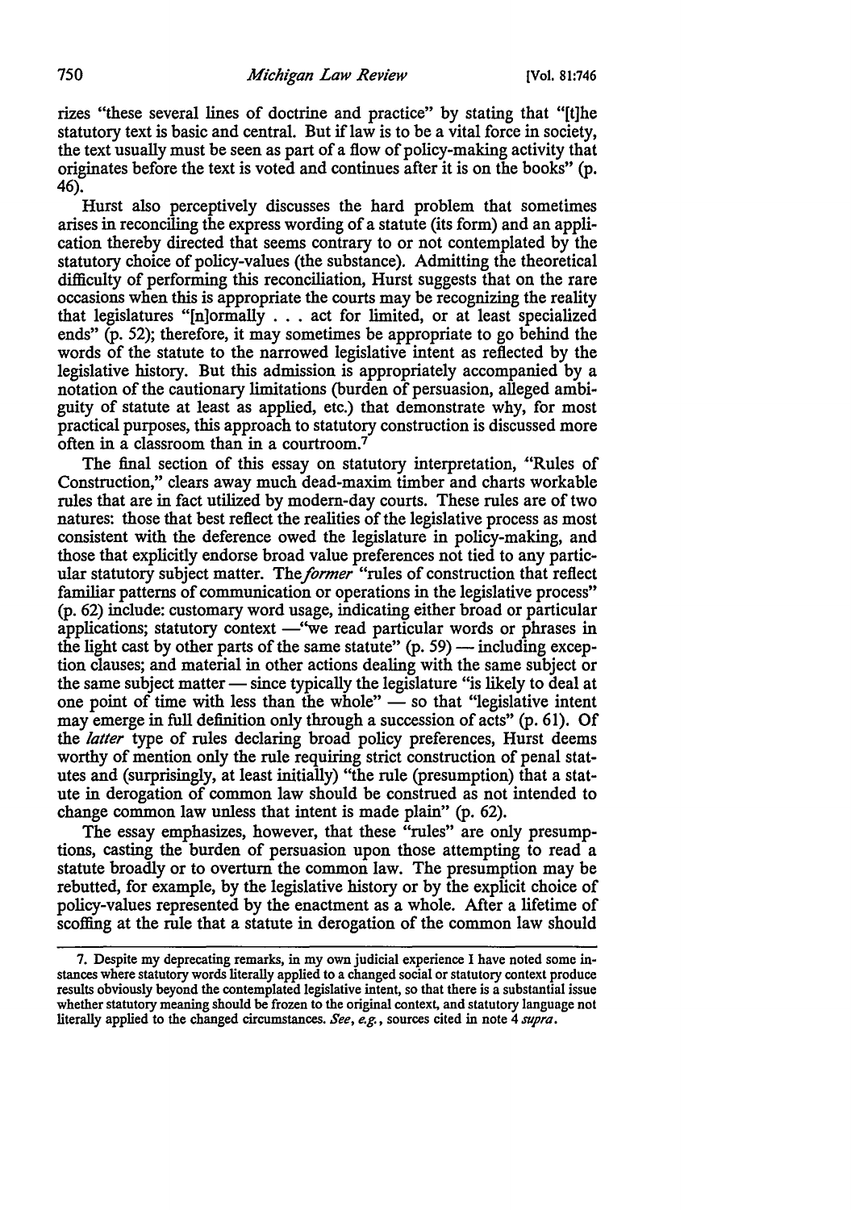rizes "these several lines of doctrine and practice" by stating that "[t]he statutory text is basic and central. But if law is to be a vital force in society, the text usually must be seen as part of a flow of policy-making activity that originates before the text is voted and continues after it is on the books" (p. 46).

Hurst also perceptively discusses the hard problem that sometimes arises in reconciling the express wording of a statute (its form) and an application thereby directed that seems contrary to or not contemplated by the statutory choice of policy-values (the substance). Admitting the theoretical difficulty of performing this reconciliation, Hurst suggests that on the rare occasions when this is appropriate the courts may be recognizing the reality that legislatures "[n]ormally . . . act for limited, or at least specialized ends" (p. 52); therefore, it may sometimes be appropriate to go behind the words of the statute to the narrowed legislative intent as reflected by the legislative history. But this admission is appropriately accompanied by a notation of the cautionary limitations (burden of persuasion, alleged ambiguity of statute at least as applied, etc.) that demonstrate why, for most practical purposes, this approach to statutory construction is discussed more often in a classroom than in a courtroom.[7]

The final section of this essay on statutory interpretation, "Rules of Construction," clears away much dead-maxim timber and charts workable rules that are in fact utilized by modern-day courts. These rules are of two natures: those that best reflect the realities of the legislative process as most consistent with the deference owed the legislature in policy-making, and those that explicitly endorse broad value preferences not tied to any particular statutory subject matter. The *former* "rules of construction that reflect familiar patterns of communication or operations in the legislative process" (p. 62) include: customary word usage, indicating either broad or particular applications; statutory context —"we read particular words or phrases in the light cast by other parts of the same statute" (p. 59) — including exception clauses; and material in other actions dealing with the same subject or the same subject matter — since typically the legislature "is likely to deal at one point of time with less than the whole" — so that "legislative intent may emerge in full definition only through a succession of acts" (p. 61). Of the *latter* type of rules declaring broad policy preferences, Hurst deems worthy of mention only the rule requiring strict construction of penal statutes and (surprisingly, at least initially) "the rule (presumption) that a statute in derogation of common law should be construed as not intended to change common law unless that intent is made plain" (p. 62).

The essay emphasizes, however, that these "rules" are only presumptions, casting the burden of persuasion upon those attempting to read a statute broadly or to overturn the common law. The presumption may be rebutted, for example, by the legislative history or by the explicit choice of policy-values represented by the enactment as a whole. After a lifetime of scoffing at the rule that a statute in derogation of the common law should

---

7. Despite my deprecating remarks, in my own judicial experience I have noted some instances where statutory words literally applied to a changed social or statutory context produce results obviously beyond the contemplated legislative intent, so that there is a substantial issue whether statutory meaning should be frozen to the original context, and statutory language not literally applied to the changed circumstances. *See, e.g.*, sources cited in note 4 *supra*.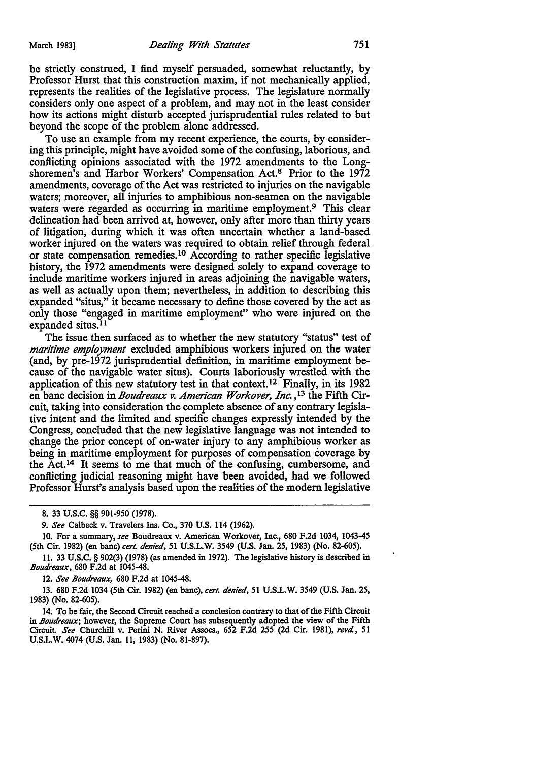be strictly construed, I find myself persuaded, somewhat reluctantly, by Professor Hurst that this construction maxim, if not mechanically applied, represents the realities of the legislative process. The legislature normally considers only one aspect of a problem, and may not in the least consider how its actions might disturb accepted jurisprudential rules related to but beyond the scope of the problem alone addressed.

To use an example from my recent experience, the courts, by considering this principle, might have avoided some of the confusing, laborious, and conflicting opinions associated with the 1972 amendments to the Longshoremen's and Harbor Workers' Compensation Act.[8] Prior to the 1972 amendments, coverage of the Act was restricted to injuries on the navigable waters; moreover, all injuries to amphibious non-seamen on the navigable waters were regarded as occurring in maritime employment.[9] This clear delineation had been arrived at, however, only after more than thirty years of litigation, during which it was often uncertain whether a land-based worker injured on the waters was required to obtain relief through federal or state compensation remedies.[10] According to rather specific legislative history, the 1972 amendments were designed solely to expand coverage to include maritime workers injured in areas adjoining the navigable waters, as well as actually upon them; nevertheless, in addition to describing this expanded "situs," it became necessary to define those covered by the act as only those "engaged in maritime employment" who were injured on the expanded situs.[11]

The issue then surfaced as to whether the new statutory "status" test of *maritime employment* excluded amphibious workers injured on the water (and, by pre-1972 jurisprudential definition, in maritime employment because of the navigable water situs). Courts laboriously wrestled with the application of this new statutory test in that context.[12] Finally, in its 1982 en banc decision in *Boudreaux v. American Workover, Inc.*,[13] the Fifth Circuit, taking into consideration the complete absence of any contrary legislative intent and the limited and specific changes expressly intended by the Congress, concluded that the new legislative language was not intended to change the prior concept of on-water injury to any amphibious worker as being in maritime employment for purposes of compensation coverage by the Act.[14] It seems to me that much of the confusing, cumbersome, and conflicting judicial reasoning might have been avoided, had we followed Professor Hurst's analysis based upon the realities of the modern legislative

---

8. 33 U.S.C. §§ 901-950 (1978).

9. *See* Calbeck v. Travelers Ins. Co., 370 U.S. 114 (1962).

10. For a summary, *see* Boudreaux v. American Workover, Inc., 680 F.2d 1034, 1043-45 (5th Cir. 1982) (en banc) *cert. denied*, 51 U.S.L.W. 3549 (U.S. Jan. 25, 1983) (No. 82-605).

11. 33 U.S.C. § 902(3) (1978) (as amended in 1972). The legislative history is described in *Boudreaux*, 680 F.2d at 1045-48.

12. *See Boudreaux*, 680 F.2d at 1045-48.

13. 680 F.2d 1034 (5th Cir. 1982) (en banc), *cert. denied*, 51 U.S.L.W. 3549 (U.S. Jan. 25, 1983) (No. 82-605).

14. To be fair, the Second Circuit reached a conclusion contrary to that of the Fifth Circuit in *Boudreaux*; however, the Supreme Court has subsequently adopted the view of the Fifth Circuit. *See* Churchill v. Perini N. River Assocs., 652 F.2d 255 (2d Cir. 1981), *revd.*, 51 U.S.L.W. 4074 (U.S. Jan. 11, 1983) (No. 81-897).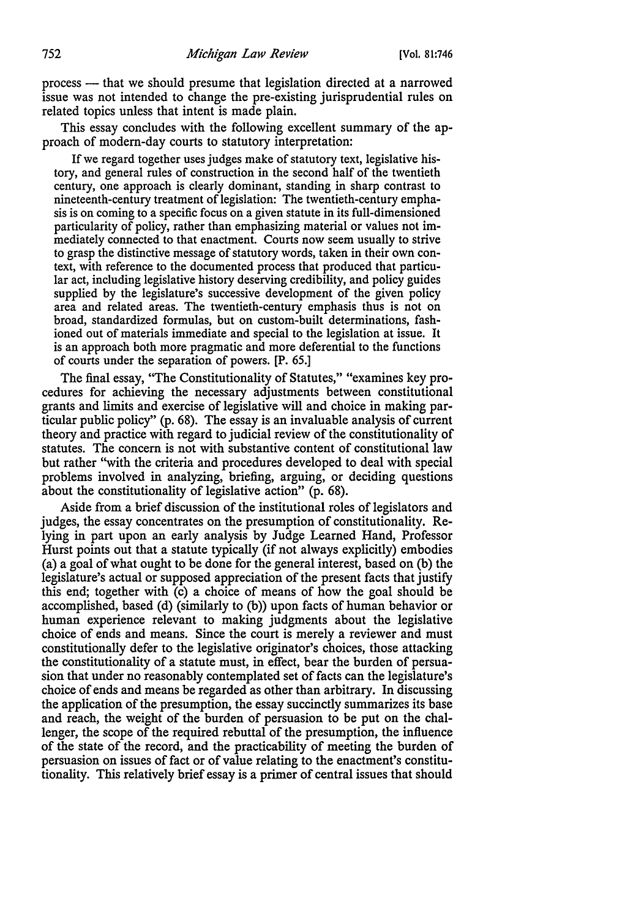process — that we should presume that legislation directed at a narrowed issue was not intended to change the pre-existing jurisprudential rules on related topics unless that intent is made plain.

This essay concludes with the following excellent summary of the approach of modern-day courts to statutory interpretation:

> If we regard together uses judges make of statutory text, legislative history, and general rules of construction in the second half of the twentieth century, one approach is clearly dominant, standing in sharp contrast to nineteenth-century treatment of legislation: The twentieth-century emphasis is on coming to a specific focus on a given statute in its full-dimensioned particularity of policy, rather than emphasizing material or values not immediately connected to that enactment. Courts now seem usually to strive to grasp the distinctive message of statutory words, taken in their own context, with reference to the documented process that produced that particular act, including legislative history deserving credibility, and policy guides supplied by the legislature's successive development of the given policy area and related areas. The twentieth-century emphasis thus is not on broad, standardized formulas, but on custom-built determinations, fashioned out of materials immediate and special to the legislation at issue. It is an approach both more pragmatic and more deferential to the functions of courts under the separation of powers. [P. 65.]

The final essay, "The Constitutionality of Statutes," "examines key procedures for achieving the necessary adjustments between constitutional grants and limits and exercise of legislative will and choice in making particular public policy" (p. 68). The essay is an invaluable analysis of current theory and practice with regard to judicial review of the constitutionality of statutes. The concern is not with substantive content of constitutional law but rather "with the criteria and procedures developed to deal with special problems involved in analyzing, briefing, arguing, or deciding questions about the constitutionality of legislative action" (p. 68).

Aside from a brief discussion of the institutional roles of legislators and judges, the essay concentrates on the presumption of constitutionality. Relying in part upon an early analysis by Judge Learned Hand, Professor Hurst points out that a statute typically (if not always explicitly) embodies (a) a goal of what ought to be done for the general interest, based on (b) the legislature's actual or supposed appreciation of the present facts that justify this end; together with (c) a choice of means of how the goal should be accomplished, based (d) (similarly to (b)) upon facts of human behavior or human experience relevant to making judgments about the legislative choice of ends and means. Since the court is merely a reviewer and must constitutionally defer to the legislative originator's choices, those attacking the constitutionality of a statute must, in effect, bear the burden of persuasion that under no reasonably contemplated set of facts can the legislature's choice of ends and means be regarded as other than arbitrary. In discussing the application of the presumption, the essay succinctly summarizes its base and reach, the weight of the burden of persuasion to be put on the challenger, the scope of the required rebuttal of the presumption, the influence of the state of the record, and the practicability of meeting the burden of persuasion on issues of fact or of value relating to the enactment's constitutionality. This relatively brief essay is a primer of central issues that should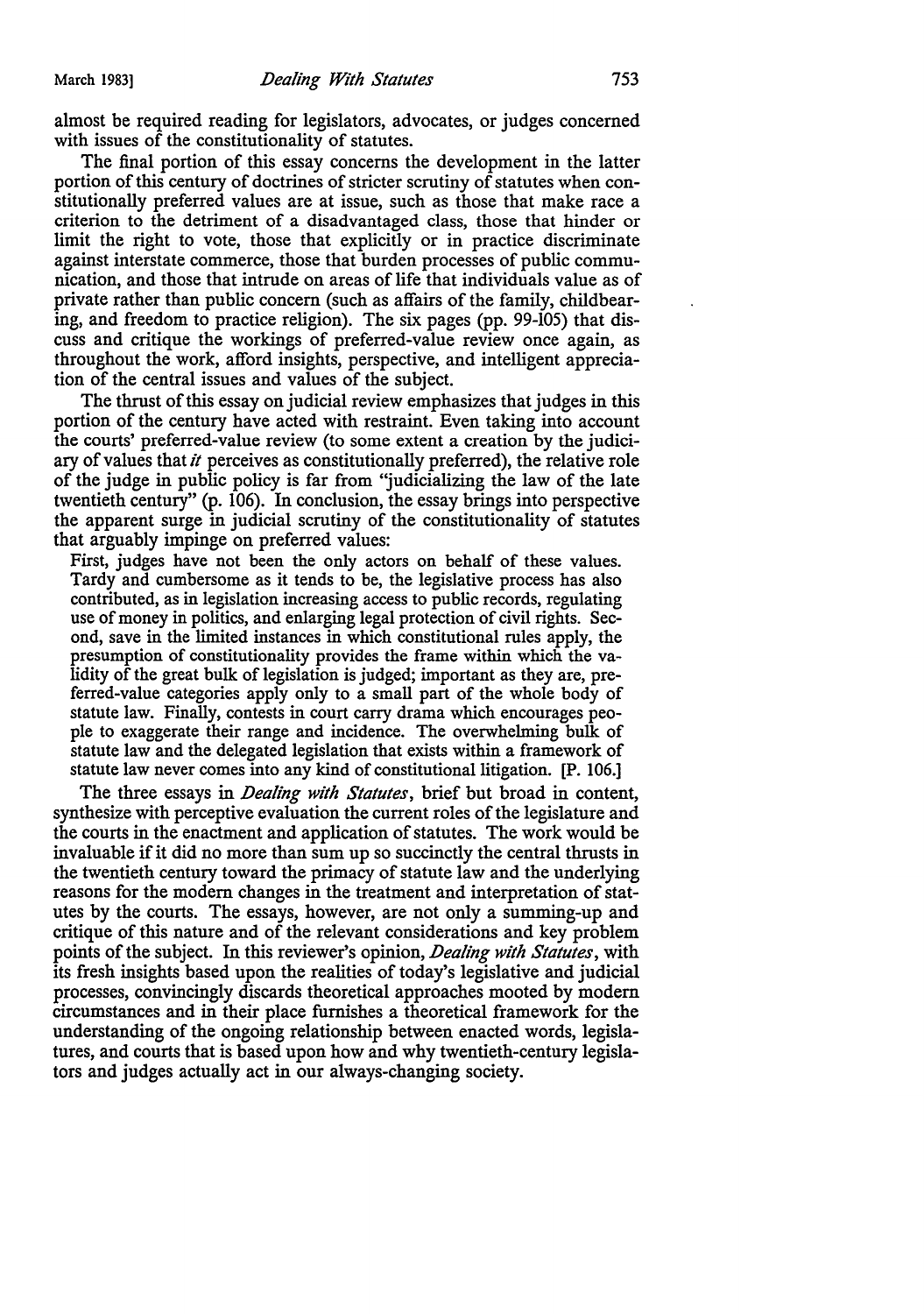almost be required reading for legislators, advocates, or judges concerned with issues of the constitutionality of statutes.

The final portion of this essay concerns the development in the latter portion of this century of doctrines of stricter scrutiny of statutes when constitutionally preferred values are at issue, such as those that make race a criterion to the detriment of a disadvantaged class, those that hinder or limit the right to vote, those that explicitly or in practice discriminate against interstate commerce, those that burden processes of public communication, and those that intrude on areas of life that individuals value as of private rather than public concern (such as affairs of the family, childbearing, and freedom to practice religion). The six pages (pp. 99-105) that discuss and critique the workings of preferred-value review once again, as throughout the work, afford insights, perspective, and intelligent appreciation of the central issues and values of the subject.

The thrust of this essay on judicial review emphasizes that judges in this portion of the century have acted with restraint. Even taking into account the courts' preferred-value review (to some extent a creation by the judiciary of values that *it* perceives as constitutionally preferred), the relative role of the judge in public policy is far from "judicializing the law of the late twentieth century" (p. 106). In conclusion, the essay brings into perspective the apparent surge in judicial scrutiny of the constitutionality of statutes that arguably impinge on preferred values:

> First, judges have not been the only actors on behalf of these values. Tardy and cumbersome as it tends to be, the legislative process has also contributed, as in legislation increasing access to public records, regulating use of money in politics, and enlarging legal protection of civil rights. Second, save in the limited instances in which constitutional rules apply, the presumption of constitutionality provides the frame within which the validity of the great bulk of legislation is judged; important as they are, preferred-value categories apply only to a small part of the whole body of statute law. Finally, contests in court carry drama which encourages people to exaggerate their range and incidence. The overwhelming bulk of statute law and the delegated legislation that exists within a framework of statute law never comes into any kind of constitutional litigation. [P. 106.]

The three essays in *Dealing with Statutes*, brief but broad in content, synthesize with perceptive evaluation the current roles of the legislature and the courts in the enactment and application of statutes. The work would be invaluable if it did no more than sum up so succinctly the central thrusts in the twentieth century toward the primacy of statute law and the underlying reasons for the modern changes in the treatment and interpretation of statutes by the courts. The essays, however, are not only a summing-up and critique of this nature and of the relevant considerations and key problem points of the subject. In this reviewer's opinion, *Dealing with Statutes*, with its fresh insights based upon the realities of today's legislative and judicial processes, convincingly discards theoretical approaches mooted by modern circumstances and in their place furnishes a theoretical framework for the understanding of the ongoing relationship between enacted words, legislatures, and courts that is based upon how and why twentieth-century legislators and judges actually act in our always-changing society.